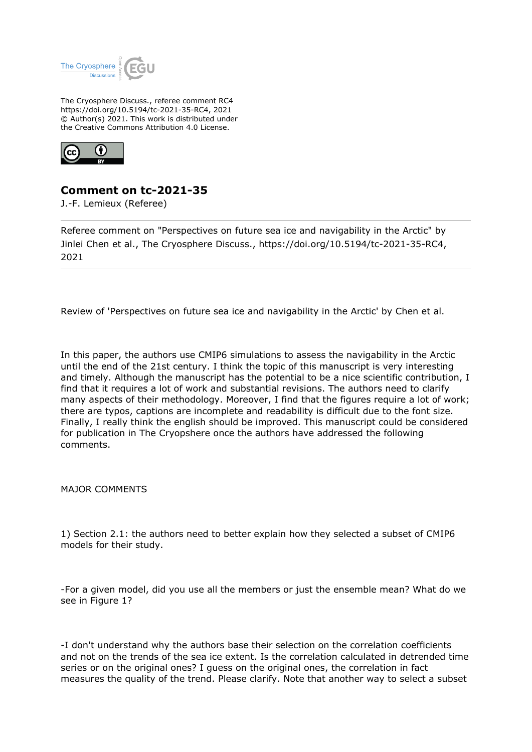The Cryosphere Discuss., referee comment RC4
https://doi.org/10.5194/tc-2021-35-RC4, 2021
© Author(s) 2021. This work is distributed under
the Creative Commons Attribution 4.0 License.

## Comment on tc-2021-35

J.-F. Lemieux (Referee)

Referee comment on "Perspectives on future sea ice and navigability in the Arctic" by Jinlei Chen et al., The Cryosphere Discuss., https://doi.org/10.5194/tc-2021-35-RC4, 2021

---

Review of 'Perspectives on future sea ice and navigability in the Arctic' by Chen et al.

In this paper, the authors use CMIP6 simulations to assess the navigability in the Arctic until the end of the 21st century. I think the topic of this manuscript is very interesting and timely. Although the manuscript has the potential to be a nice scientific contribution, I find that it requires a lot of work and substantial revisions. The authors need to clarify many aspects of their methodology. Moreover, I find that the figures require a lot of work; there are typos, captions are incomplete and readability is difficult due to the font size. Finally, I really think the english should be improved. This manuscript could be considered for publication in The Cryopshere once the authors have addressed the following comments.

MAJOR COMMENTS

1) Section 2.1: the authors need to better explain how they selected a subset of CMIP6 models for their study.

-For a given model, did you use all the members or just the ensemble mean? What do we see in Figure 1?

-I don't understand why the authors base their selection on the correlation coefficients and not on the trends of the sea ice extent. Is the correlation calculated in detrended time series or on the original ones? I guess on the original ones, the correlation in fact measures the quality of the trend. Please clarify. Note that another way to select a subset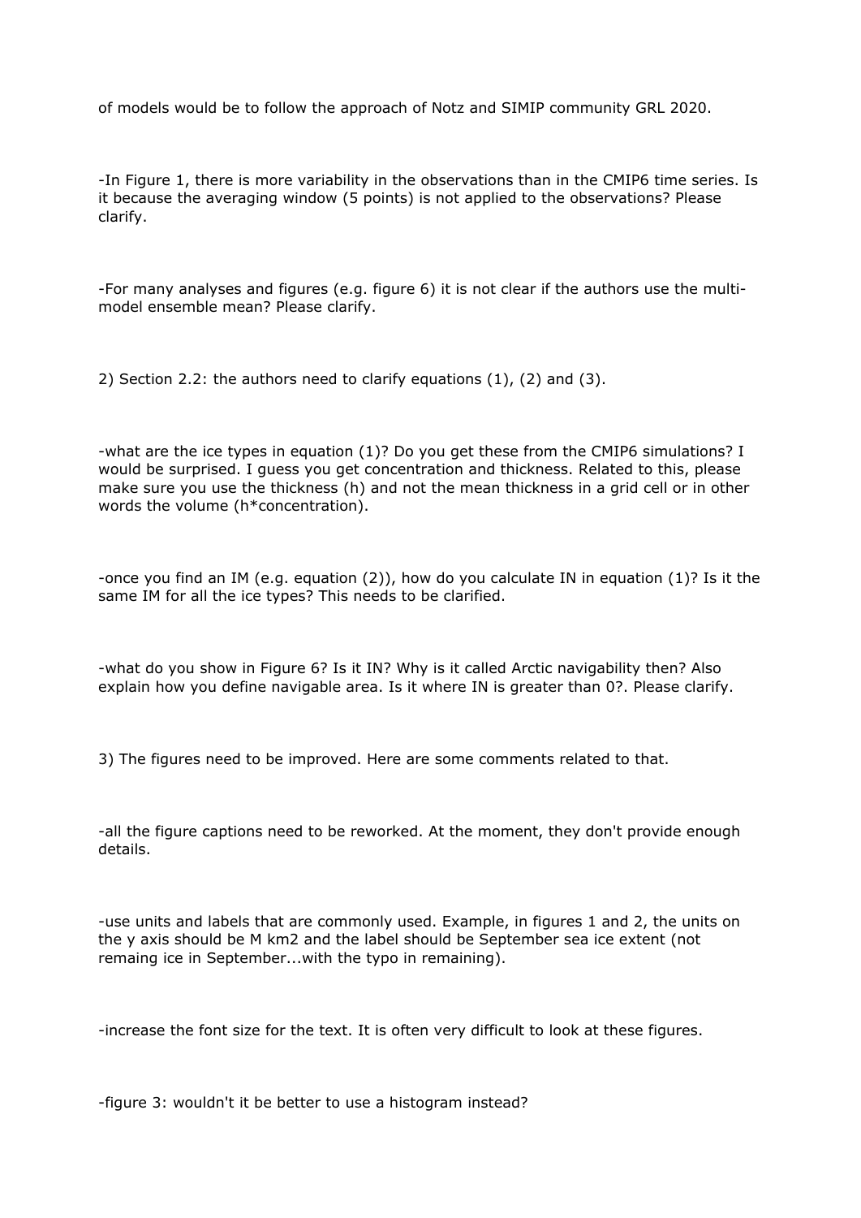of models would be to follow the approach of Notz and SIMIP community GRL 2020.

-In Figure 1, there is more variability in the observations than in the CMIP6 time series. Is it because the averaging window (5 points) is not applied to the observations? Please clarify.

-For many analyses and figures (e.g. figure 6) it is not clear if the authors use the multi-model ensemble mean? Please clarify.

2) Section 2.2: the authors need to clarify equations (1), (2) and (3).

-what are the ice types in equation (1)? Do you get these from the CMIP6 simulations? I would be surprised. I guess you get concentration and thickness. Related to this, please make sure you use the thickness (h) and not the mean thickness in a grid cell or in other words the volume (h*concentration).

-once you find an IM (e.g. equation (2)), how do you calculate IN in equation (1)? Is it the same IM for all the ice types? This needs to be clarified.

-what do you show in Figure 6? Is it IN? Why is it called Arctic navigability then? Also explain how you define navigable area. Is it where IN is greater than 0?. Please clarify.

3) The figures need to be improved. Here are some comments related to that.

-all the figure captions need to be reworked. At the moment, they don't provide enough details.

-use units and labels that are commonly used. Example, in figures 1 and 2, the units on the y axis should be M km2 and the label should be September sea ice extent (not remaing ice in September...with the typo in remaining).

-increase the font size for the text. It is often very difficult to look at these figures.

-figure 3: wouldn't it be better to use a histogram instead?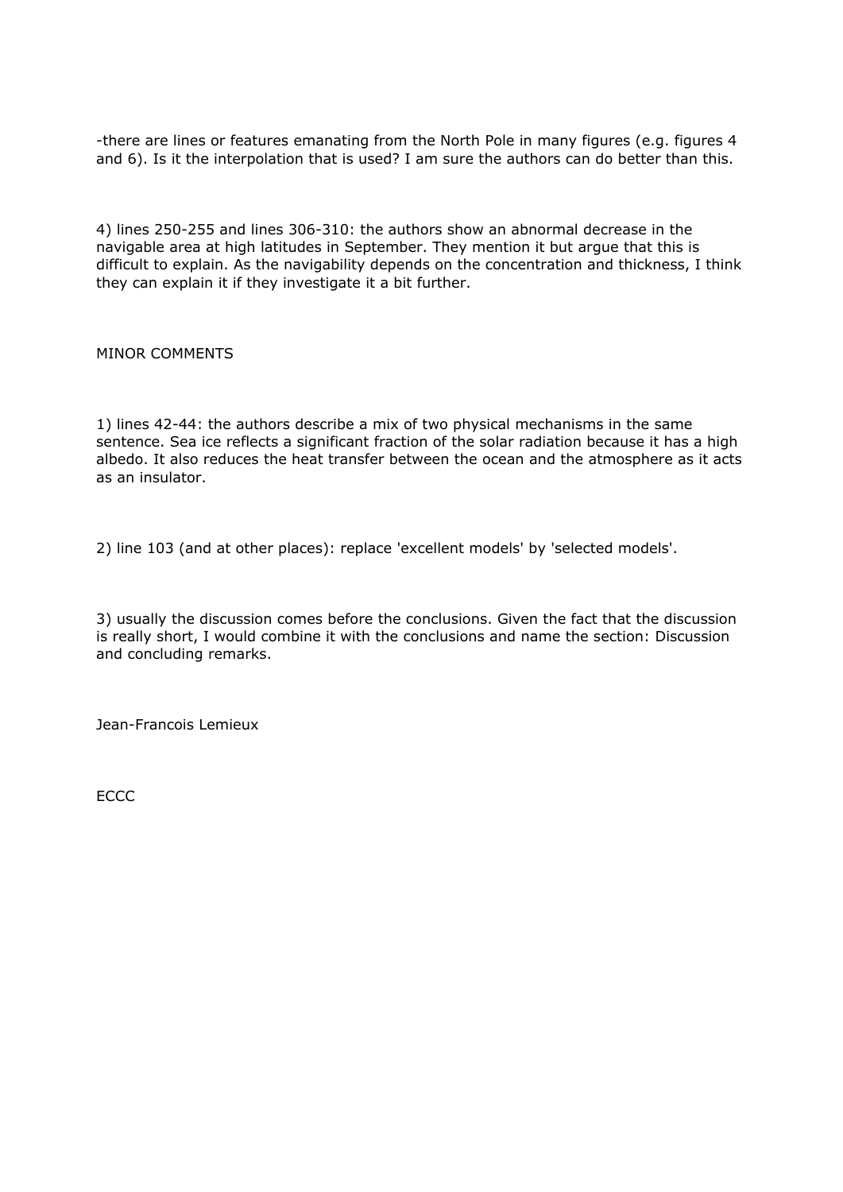-there are lines or features emanating from the North Pole in many figures (e.g. figures 4 and 6). Is it the interpolation that is used? I am sure the authors can do better than this.

4) lines 250-255 and lines 306-310: the authors show an abnormal decrease in the navigable area at high latitudes in September. They mention it but argue that this is difficult to explain. As the navigability depends on the concentration and thickness, I think they can explain it if they investigate it a bit further.

MINOR COMMENTS

1) lines 42-44: the authors describe a mix of two physical mechanisms in the same sentence. Sea ice reflects a significant fraction of the solar radiation because it has a high albedo. It also reduces the heat transfer between the ocean and the atmosphere as it acts as an insulator.

2) line 103 (and at other places): replace 'excellent models' by 'selected models'.

3) usually the discussion comes before the conclusions. Given the fact that the discussion is really short, I would combine it with the conclusions and name the section: Discussion and concluding remarks.

Jean-Francois Lemieux

ECCC